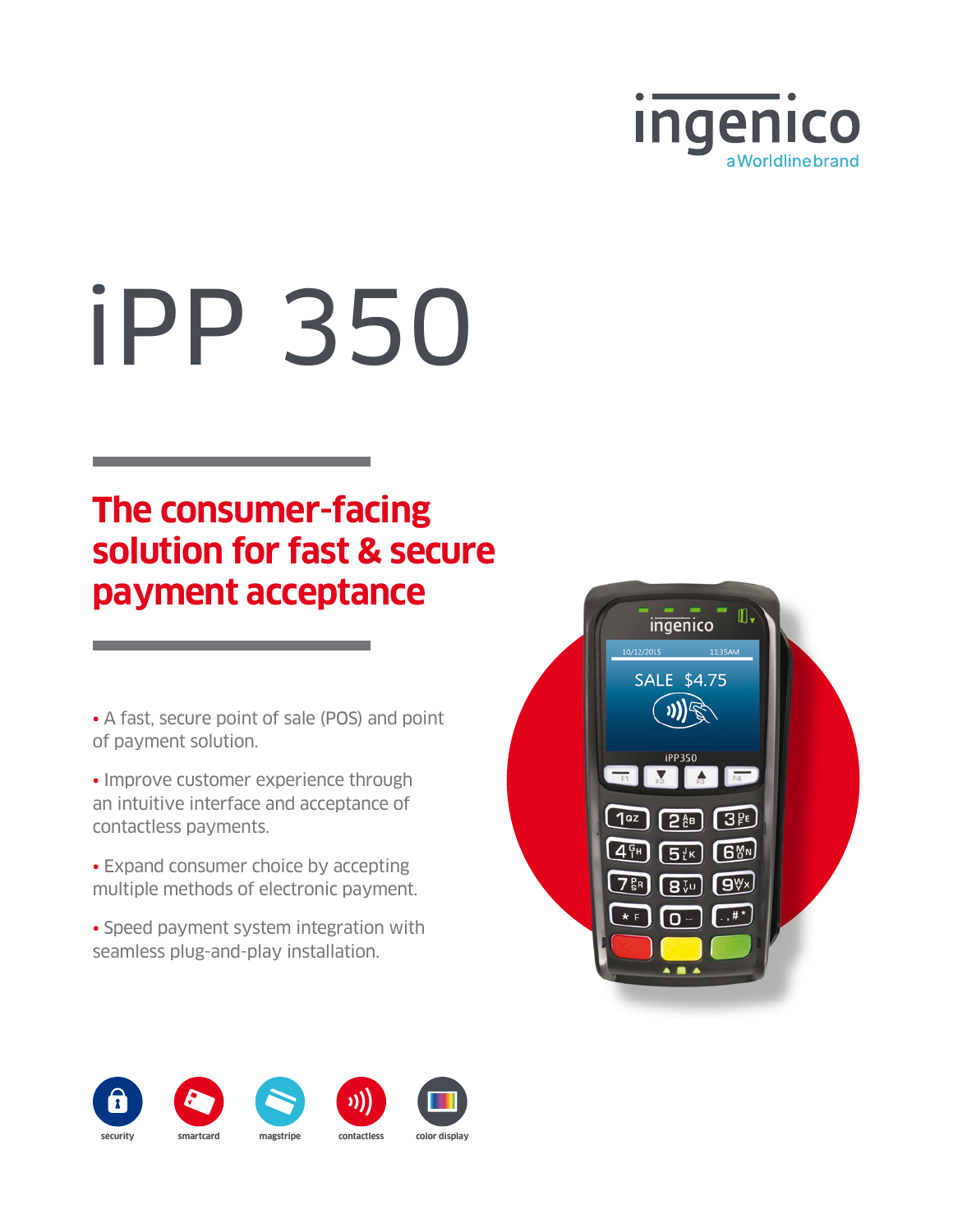ingenico

a Worldline brand

# iPP 350

## The consumer-facing solution for fast & secure payment acceptance

- A fast, secure point of sale (POS) and point of payment solution.
- Improve customer experience through an intuitive interface and acceptance of contactless payments.
- Expand consumer choice by accepting multiple methods of electronic payment.
- Speed payment system integration with seamless plug-and-play installation.

security

smartcard

magstripe

contactless

color display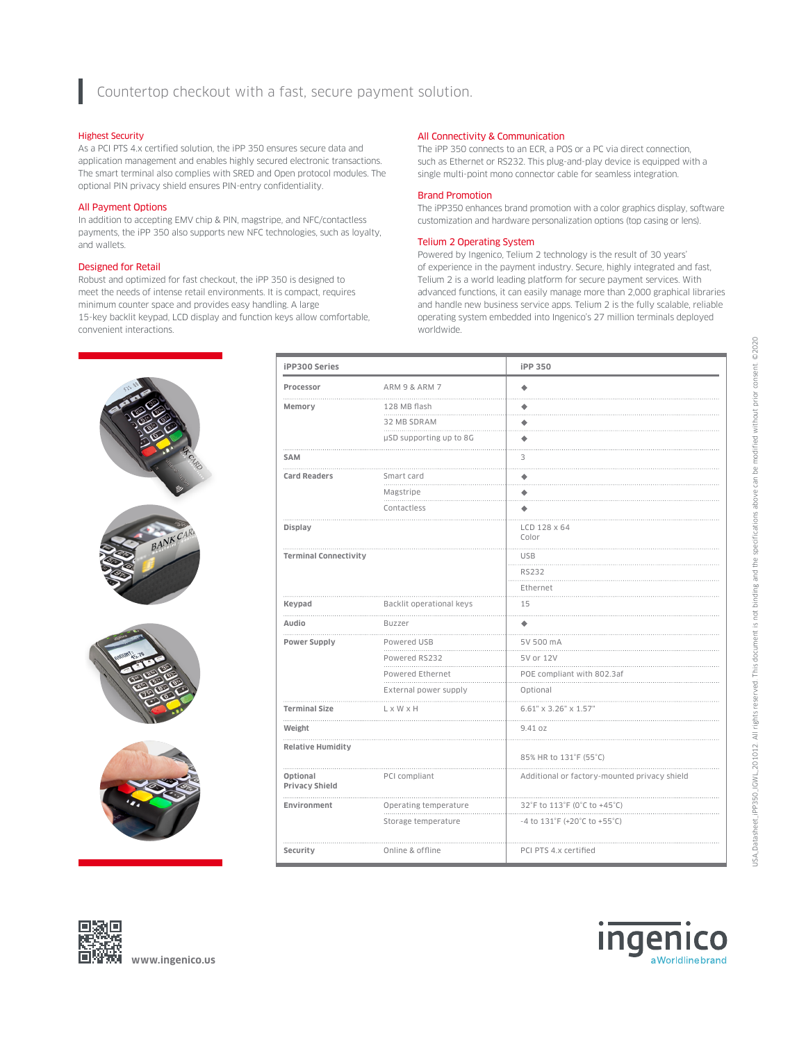# Countertop checkout with a fast, secure payment solution.

## Highest Security

As a PCI PTS 4.x certified solution, the iPP 350 ensures secure data and application management and enables highly secured electronic transactions. The smart terminal also complies with SRED and Open protocol modules. The optional PIN privacy shield ensures PIN-entry confidentiality.

## All Payment Options

In addition to accepting EMV chip & PIN, magstripe, and NFC/contactless payments, the iPP 350 also supports new NFC technologies, such as loyalty, and wallets.

## Designed for Retail

Robust and optimized for fast checkout, the iPP 350 is designed to meet the needs of intense retail environments. It is compact, requires minimum counter space and provides easy handling. A large 15-key backlit keypad, LCD display and function keys allow comfortable, convenient interactions.

## All Connectivity & Communication

The iPP 350 connects to an ECR, a POS or a PC via direct connection, such as Ethernet or RS232. This plug-and-play device is equipped with a single multi-point mono connector cable for seamless integration.

## Brand Promotion

The iPP350 enhances brand promotion with a color graphics display, software customization and hardware personalization options (top casing or lens).

## Telium 2 Operating System

Powered by Ingenico, Telium 2 technology is the result of 30 years' of experience in the payment industry. Secure, highly integrated and fast, Telium 2 is a world leading platform for secure payment services. With advanced functions, it can easily manage more than 2,000 graphical libraries and handle new business service apps. Telium 2 is the fully scalable, reliable operating system embedded into Ingenico's 27 million terminals deployed worldwide.

| iPP300 Series | | iPP 350 |
|---|---|---|
| Processor | ARM 9 & ARM 7 | ◆ |
| Memory | 128 MB flash | ◆ |
| | 32 MB SDRAM | ◆ |
| | µSD supporting up to 8G | ◆ |
| SAM | | 3 |
| Card Readers | Smart card | ◆ |
| | Magstripe | ◆ |
| | Contactless | ◆ |
| Display | | LCD 128 x 64 Color |
| Terminal Connectivity | | USB |
| | | RS232 |
| | | Ethernet |
| Keypad | Backlit operational keys | 15 |
| Audio | Buzzer | ◆ |
| Power Supply | Powered USB | 5V 500 mA |
| | Powered RS232 | 5V or 12V |
| | Powered Ethernet | POE compliant with 802.3af |
| | External power supply | Optional |
| Terminal Size | L x W x H | 6.61" x 3.26" x 1.57" |
| Weight | | 9.41 oz |
| Relative Humidity | | 85% HR to 131°F (55°C) |
| Optional Privacy Shield | PCI compliant | Additional or factory-mounted privacy shield |
| Environment | Operating temperature | 32°F to 113°F (0°C to +45°C) |
| | Storage temperature | -4 to 131°F (+20°C to +55°C) |
| Security | Online & offline | PCI PTS 4.x certified |

USA_Datasheet_iPP350_IGWL_201012. All rights reserved. This document is not binding and the specifications above can be modified without prior consent. ©2020

www.ingenico.us

ingenico a Worldline brand